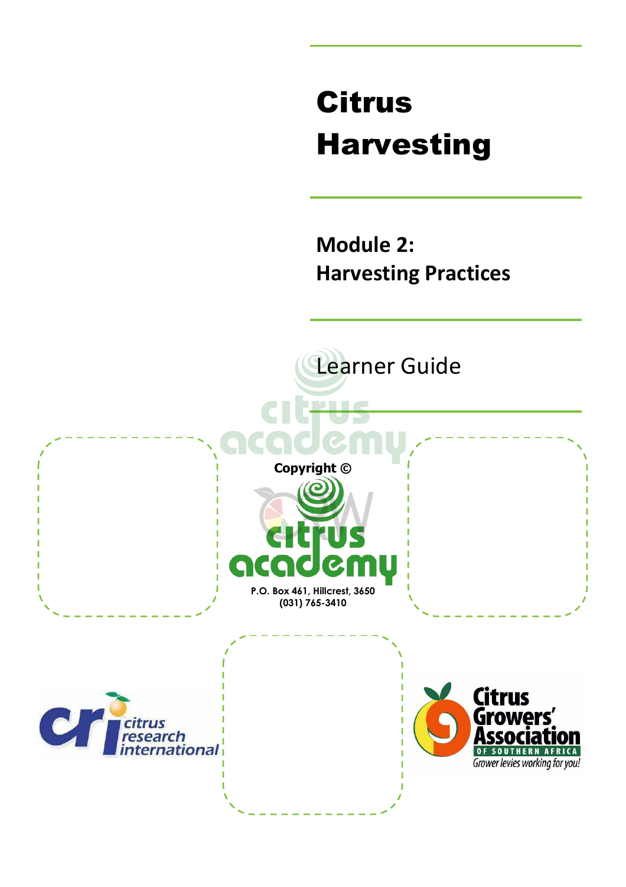# Citrus Harvesting

## Module 2: Harvesting Practices

Learner Guide

**Copyright ©**

**P.O. Box 461, Hillcrest, 3650**
**(031) 765-3410**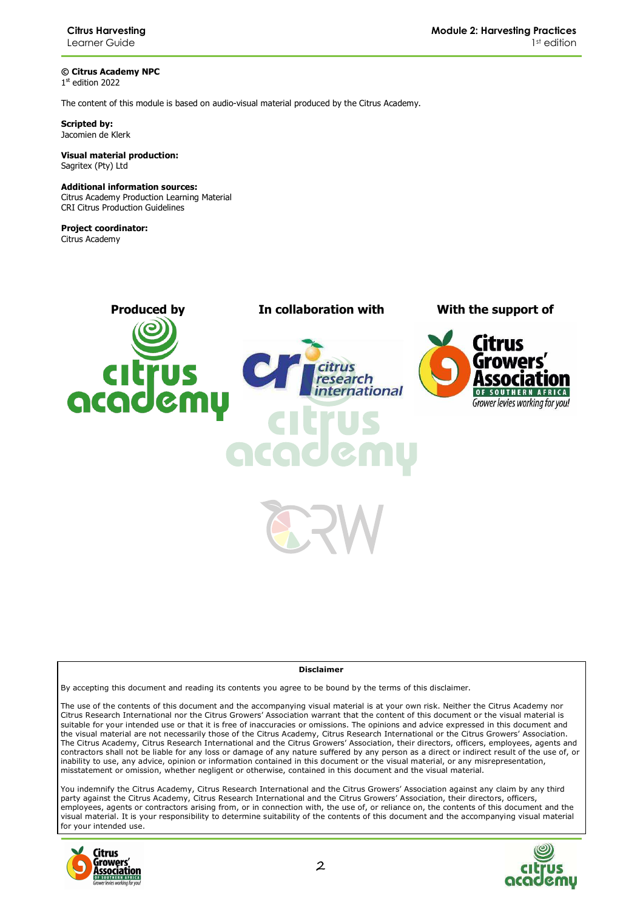**© Citrus Academy NPC**
1st edition 2022

The content of this module is based on audio-visual material produced by the Citrus Academy.

**Scripted by:**
Jacomien de Klerk

**Visual material production:**
Sagritex (Pty) Ltd

**Additional information sources:**
Citrus Academy Production Learning Material
CRI Citrus Production Guidelines

**Project coordinator:**
Citrus Academy

**Produced by** | **In collaboration with** | **With the support of**

**Disclaimer**

By accepting this document and reading its contents you agree to be bound by the terms of this disclaimer.

The use of the contents of this document and the accompanying visual material is at your own risk. Neither the Citrus Academy nor Citrus Research International nor the Citrus Growers' Association warrant that the content of this document or the visual material is suitable for your intended use or that it is free of inaccuracies or omissions. The opinions and advice expressed in this document and the visual material are not necessarily those of the Citrus Academy, Citrus Research International or the Citrus Growers' Association. The Citrus Academy, Citrus Research International and the Citrus Growers' Association, their directors, officers, employees, agents and contractors shall not be liable for any loss or damage of any nature suffered by any person as a direct or indirect result of the use of, or inability to use, any advice, opinion or information contained in this document or the visual material, or any misrepresentation, misstatement or omission, whether negligent or otherwise, contained in this document and the visual material.

You indemnify the Citrus Academy, Citrus Research International and the Citrus Growers' Association against any claim by any third party against the Citrus Academy, Citrus Research International and the Citrus Growers' Association, their directors, officers, employees, agents or contractors arising from, or in connection with, the use of, or reliance on, the contents of this document and the visual material. It is your responsibility to determine suitability of the contents of this document and the accompanying visual material for your intended use.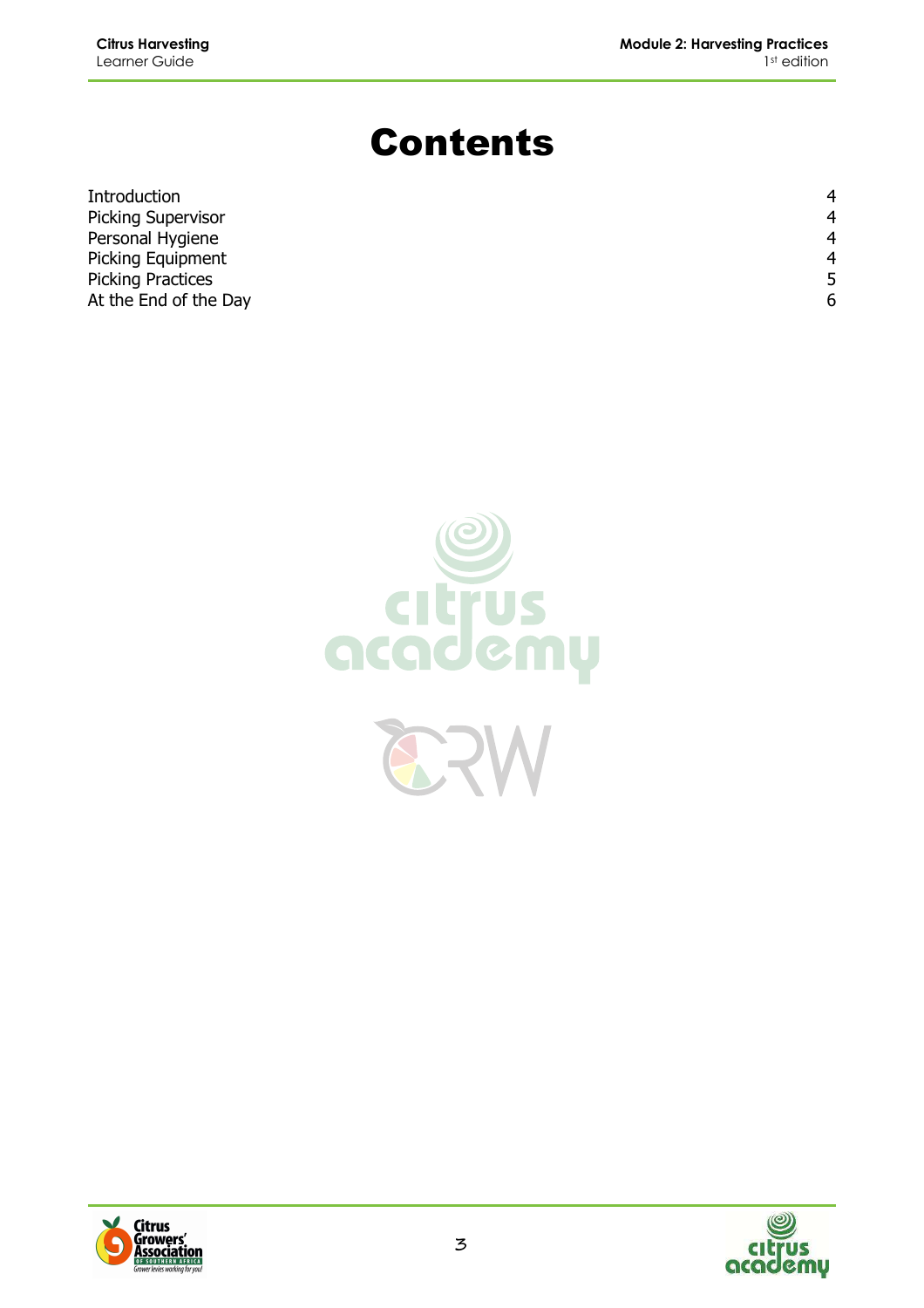# Contents

| | |
|---|---|
| Introduction | 4 |
| Picking Supervisor | 4 |
| Personal Hygiene | 4 |
| Picking Equipment | 4 |
| Picking Practices | 5 |
| At the End of the Day | 6 |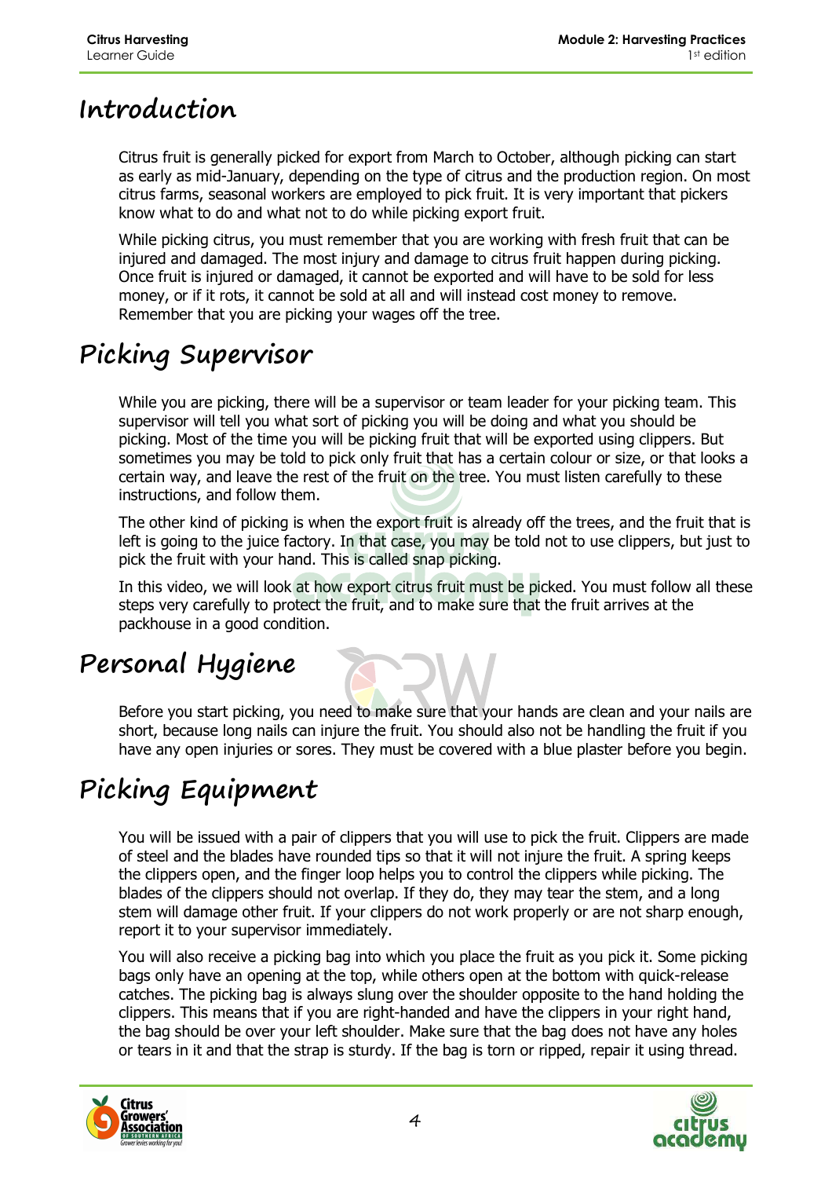# Introduction

Citrus fruit is generally picked for export from March to October, although picking can start as early as mid-January, depending on the type of citrus and the production region. On most citrus farms, seasonal workers are employed to pick fruit. It is very important that pickers know what to do and what not to do while picking export fruit.

While picking citrus, you must remember that you are working with fresh fruit that can be injured and damaged. The most injury and damage to citrus fruit happen during picking. Once fruit is injured or damaged, it cannot be exported and will have to be sold for less money, or if it rots, it cannot be sold at all and will instead cost money to remove. Remember that you are picking your wages off the tree.

# Picking Supervisor

While you are picking, there will be a supervisor or team leader for your picking team. This supervisor will tell you what sort of picking you will be doing and what you should be picking. Most of the time you will be picking fruit that will be exported using clippers. But sometimes you may be told to pick only fruit that has a certain colour or size, or that looks a certain way, and leave the rest of the fruit on the tree. You must listen carefully to these instructions, and follow them.

The other kind of picking is when the export fruit is already off the trees, and the fruit that is left is going to the juice factory. In that case, you may be told not to use clippers, but just to pick the fruit with your hand. This is called snap picking.

In this video, we will look at how export citrus fruit must be picked. You must follow all these steps very carefully to protect the fruit, and to make sure that the fruit arrives at the packhouse in a good condition.

# Personal Hygiene

Before you start picking, you need to make sure that your hands are clean and your nails are short, because long nails can injure the fruit. You should also not be handling the fruit if you have any open injuries or sores. They must be covered with a blue plaster before you begin.

# Picking Equipment

You will be issued with a pair of clippers that you will use to pick the fruit. Clippers are made of steel and the blades have rounded tips so that it will not injure the fruit. A spring keeps the clippers open, and the finger loop helps you to control the clippers while picking. The blades of the clippers should not overlap. If they do, they may tear the stem, and a long stem will damage other fruit. If your clippers do not work properly or are not sharp enough, report it to your supervisor immediately.

You will also receive a picking bag into which you place the fruit as you pick it. Some picking bags only have an opening at the top, while others open at the bottom with quick-release catches. The picking bag is always slung over the shoulder opposite to the hand holding the clippers. This means that if you are right-handed and have the clippers in your right hand, the bag should be over your left shoulder. Make sure that the bag does not have any holes or tears in it and that the strap is sturdy. If the bag is torn or ripped, repair it using thread.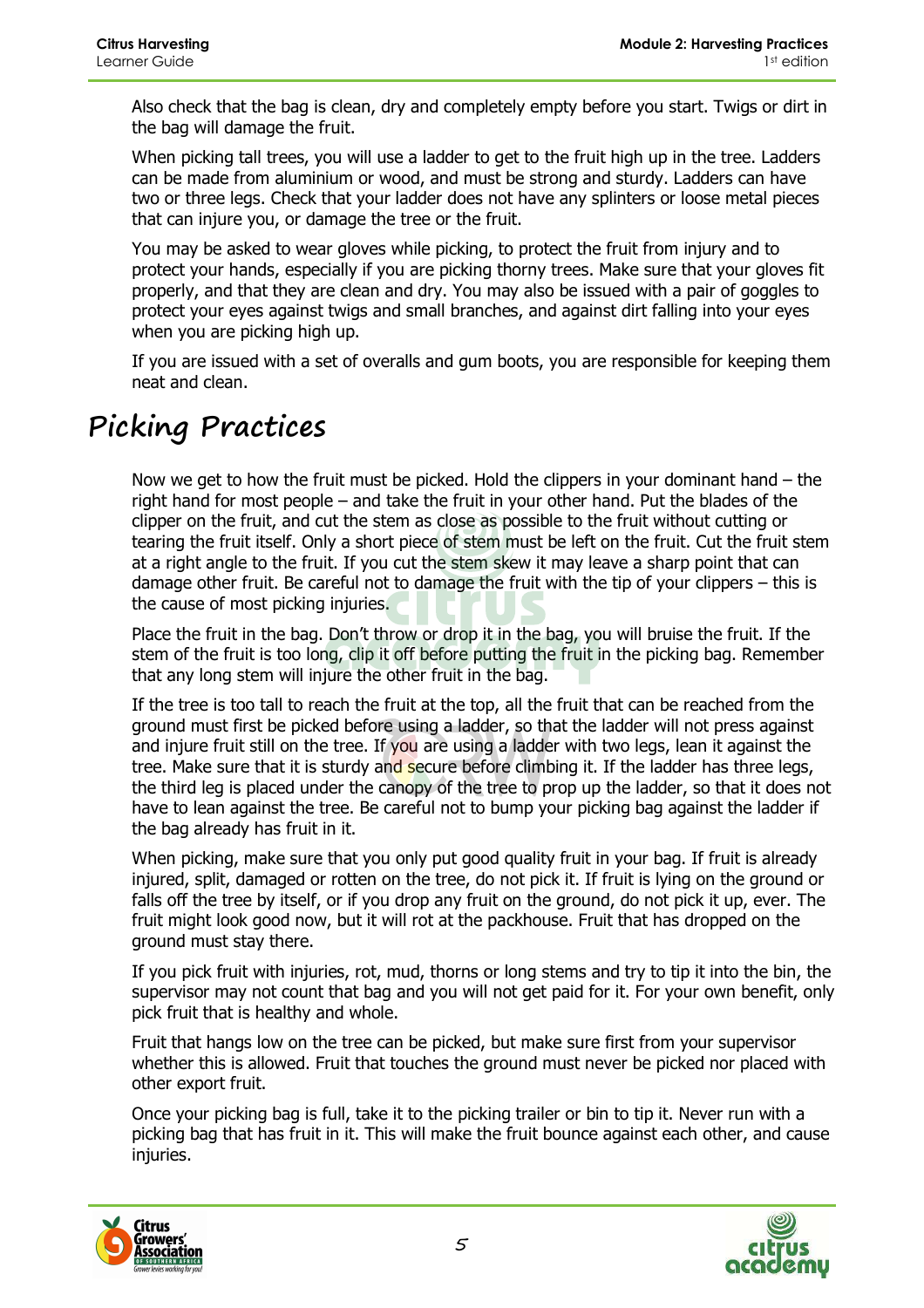Also check that the bag is clean, dry and completely empty before you start. Twigs or dirt in the bag will damage the fruit.

When picking tall trees, you will use a ladder to get to the fruit high up in the tree. Ladders can be made from aluminium or wood, and must be strong and sturdy. Ladders can have two or three legs. Check that your ladder does not have any splinters or loose metal pieces that can injure you, or damage the tree or the fruit.

You may be asked to wear gloves while picking, to protect the fruit from injury and to protect your hands, especially if you are picking thorny trees. Make sure that your gloves fit properly, and that they are clean and dry. You may also be issued with a pair of goggles to protect your eyes against twigs and small branches, and against dirt falling into your eyes when you are picking high up.

If you are issued with a set of overalls and gum boots, you are responsible for keeping them neat and clean.

# Picking Practices

Now we get to how the fruit must be picked. Hold the clippers in your dominant hand – the right hand for most people – and take the fruit in your other hand. Put the blades of the clipper on the fruit, and cut the stem as close as possible to the fruit without cutting or tearing the fruit itself. Only a short piece of stem must be left on the fruit. Cut the fruit stem at a right angle to the fruit. If you cut the stem skew it may leave a sharp point that can damage other fruit. Be careful not to damage the fruit with the tip of your clippers – this is the cause of most picking injuries.

Place the fruit in the bag. Don't throw or drop it in the bag, you will bruise the fruit. If the stem of the fruit is too long, clip it off before putting the fruit in the picking bag. Remember that any long stem will injure the other fruit in the bag.

If the tree is too tall to reach the fruit at the top, all the fruit that can be reached from the ground must first be picked before using a ladder, so that the ladder will not press against and injure fruit still on the tree. If you are using a ladder with two legs, lean it against the tree. Make sure that it is sturdy and secure before climbing it. If the ladder has three legs, the third leg is placed under the canopy of the tree to prop up the ladder, so that it does not have to lean against the tree. Be careful not to bump your picking bag against the ladder if the bag already has fruit in it.

When picking, make sure that you only put good quality fruit in your bag. If fruit is already injured, split, damaged or rotten on the tree, do not pick it. If fruit is lying on the ground or falls off the tree by itself, or if you drop any fruit on the ground, do not pick it up, ever. The fruit might look good now, but it will rot at the packhouse. Fruit that has dropped on the ground must stay there.

If you pick fruit with injuries, rot, mud, thorns or long stems and try to tip it into the bin, the supervisor may not count that bag and you will not get paid for it. For your own benefit, only pick fruit that is healthy and whole.

Fruit that hangs low on the tree can be picked, but make sure first from your supervisor whether this is allowed. Fruit that touches the ground must never be picked nor placed with other export fruit.

Once your picking bag is full, take it to the picking trailer or bin to tip it. Never run with a picking bag that has fruit in it. This will make the fruit bounce against each other, and cause injuries.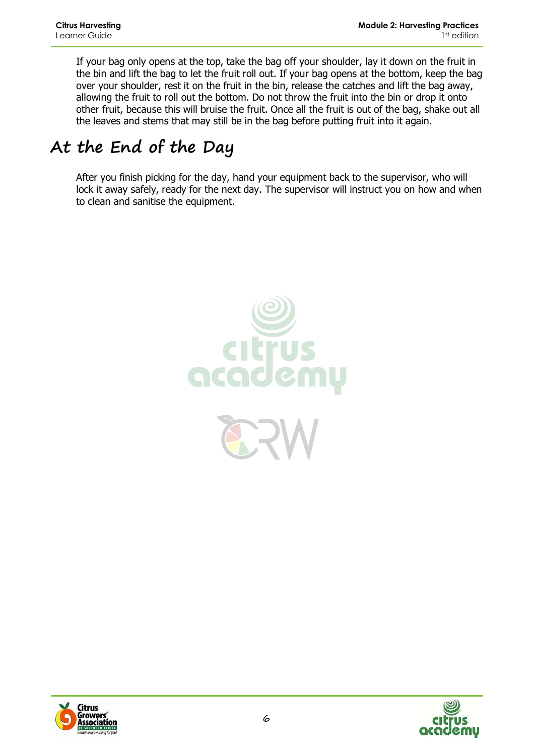If your bag only opens at the top, take the bag off your shoulder, lay it down on the fruit in the bin and lift the bag to let the fruit roll out. If your bag opens at the bottom, keep the bag over your shoulder, rest it on the fruit in the bin, release the catches and lift the bag away, allowing the fruit to roll out the bottom. Do not throw the fruit into the bin or drop it onto other fruit, because this will bruise the fruit. Once all the fruit is out of the bag, shake out all the leaves and stems that may still be in the bag before putting fruit into it again.

# At the End of the Day

After you finish picking for the day, hand your equipment back to the supervisor, who will lock it away safely, ready for the next day. The supervisor will instruct you on how and when to clean and sanitise the equipment.